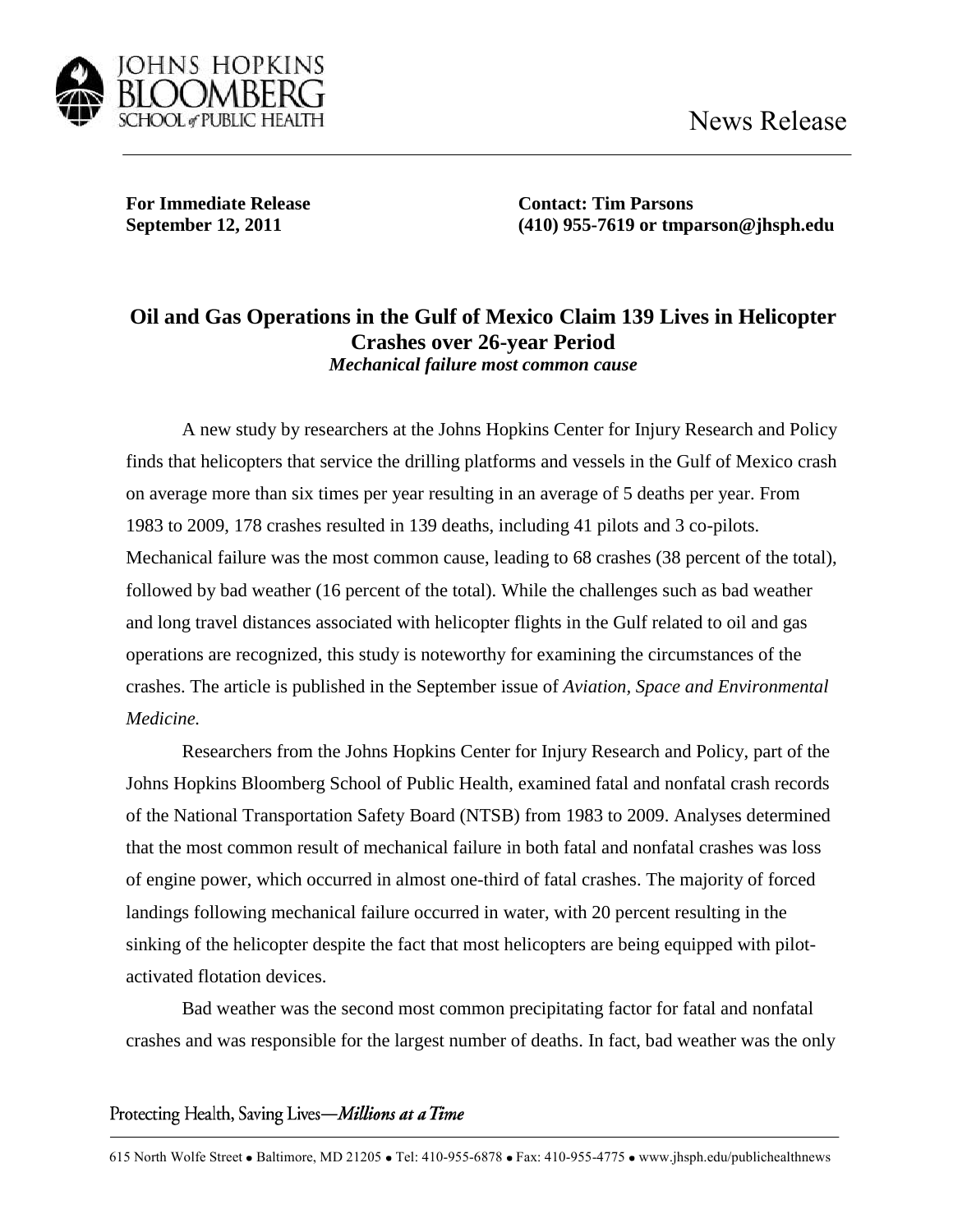JOHNS HOPKINS BLOOMBERG SCHOOL of PUBLIC HEALTH

News Release

**For Immediate Release**
**September 12, 2011**

**Contact: Tim Parsons**
**(410) 955-7619 or tmparson@jhsph.edu**

# Oil and Gas Operations in the Gulf of Mexico Claim 139 Lives in Helicopter Crashes over 26-year Period

***Mechanical failure most common cause***

A new study by researchers at the Johns Hopkins Center for Injury Research and Policy finds that helicopters that service the drilling platforms and vessels in the Gulf of Mexico crash on average more than six times per year resulting in an average of 5 deaths per year. From 1983 to 2009, 178 crashes resulted in 139 deaths, including 41 pilots and 3 co-pilots. Mechanical failure was the most common cause, leading to 68 crashes (38 percent of the total), followed by bad weather (16 percent of the total). While the challenges such as bad weather and long travel distances associated with helicopter flights in the Gulf related to oil and gas operations are recognized, this study is noteworthy for examining the circumstances of the crashes. The article is published in the September issue of *Aviation, Space and Environmental Medicine.*

Researchers from the Johns Hopkins Center for Injury Research and Policy, part of the Johns Hopkins Bloomberg School of Public Health, examined fatal and nonfatal crash records of the National Transportation Safety Board (NTSB) from 1983 to 2009. Analyses determined that the most common result of mechanical failure in both fatal and nonfatal crashes was loss of engine power, which occurred in almost one-third of fatal crashes. The majority of forced landings following mechanical failure occurred in water, with 20 percent resulting in the sinking of the helicopter despite the fact that most helicopters are being equipped with pilot-activated flotation devices.

Bad weather was the second most common precipitating factor for fatal and nonfatal crashes and was responsible for the largest number of deaths. In fact, bad weather was the only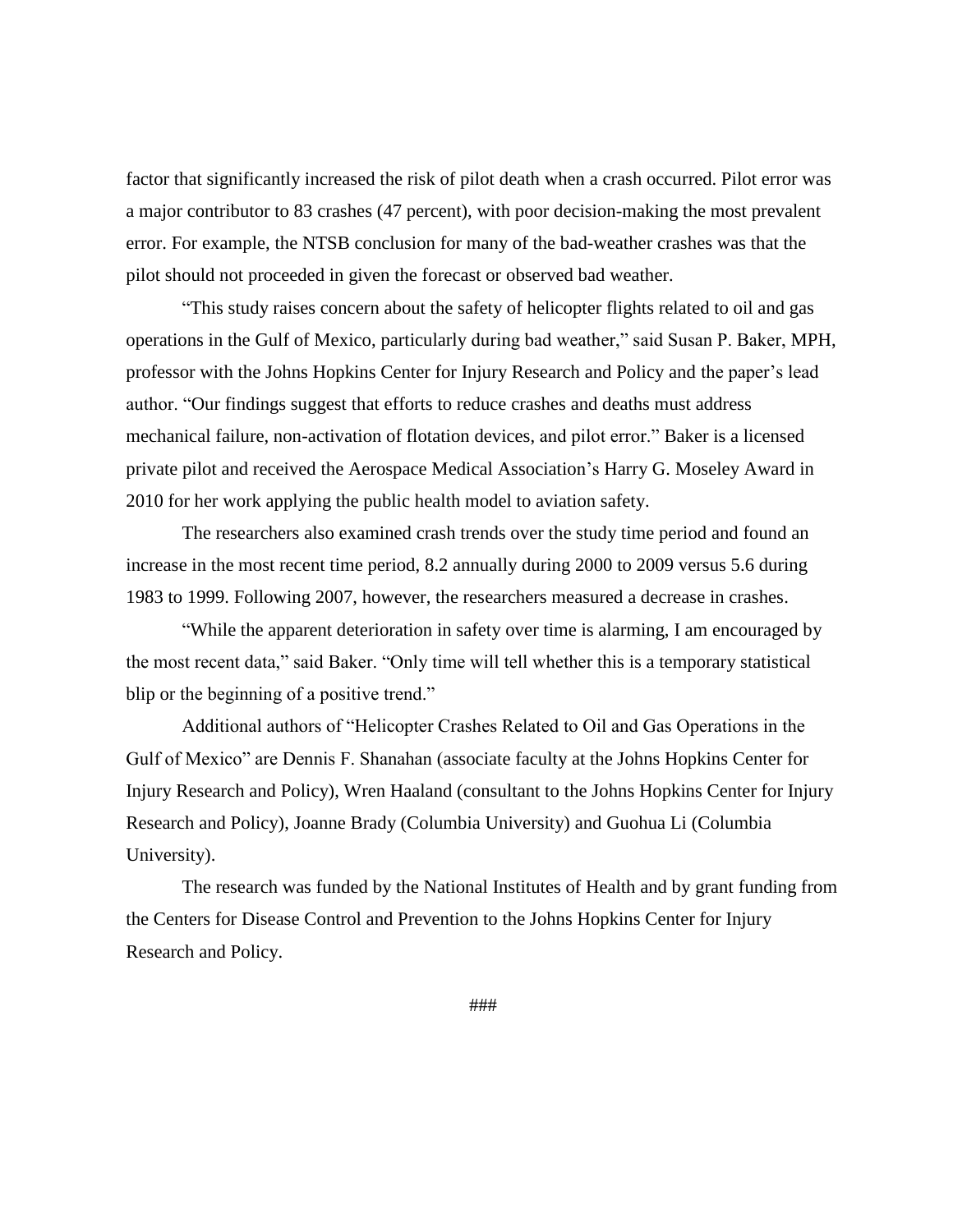factor that significantly increased the risk of pilot death when a crash occurred. Pilot error was a major contributor to 83 crashes (47 percent), with poor decision-making the most prevalent error. For example, the NTSB conclusion for many of the bad-weather crashes was that the pilot should not proceeded in given the forecast or observed bad weather.

"This study raises concern about the safety of helicopter flights related to oil and gas operations in the Gulf of Mexico, particularly during bad weather," said Susan P. Baker, MPH, professor with the Johns Hopkins Center for Injury Research and Policy and the paper's lead author. "Our findings suggest that efforts to reduce crashes and deaths must address mechanical failure, non-activation of flotation devices, and pilot error." Baker is a licensed private pilot and received the Aerospace Medical Association's Harry G. Moseley Award in 2010 for her work applying the public health model to aviation safety.

The researchers also examined crash trends over the study time period and found an increase in the most recent time period, 8.2 annually during 2000 to 2009 versus 5.6 during 1983 to 1999. Following 2007, however, the researchers measured a decrease in crashes.

"While the apparent deterioration in safety over time is alarming, I am encouraged by the most recent data," said Baker. "Only time will tell whether this is a temporary statistical blip or the beginning of a positive trend."

Additional authors of "Helicopter Crashes Related to Oil and Gas Operations in the Gulf of Mexico" are Dennis F. Shanahan (associate faculty at the Johns Hopkins Center for Injury Research and Policy), Wren Haaland (consultant to the Johns Hopkins Center for Injury Research and Policy), Joanne Brady (Columbia University) and Guohua Li (Columbia University).

The research was funded by the National Institutes of Health and by grant funding from the Centers for Disease Control and Prevention to the Johns Hopkins Center for Injury Research and Policy.

###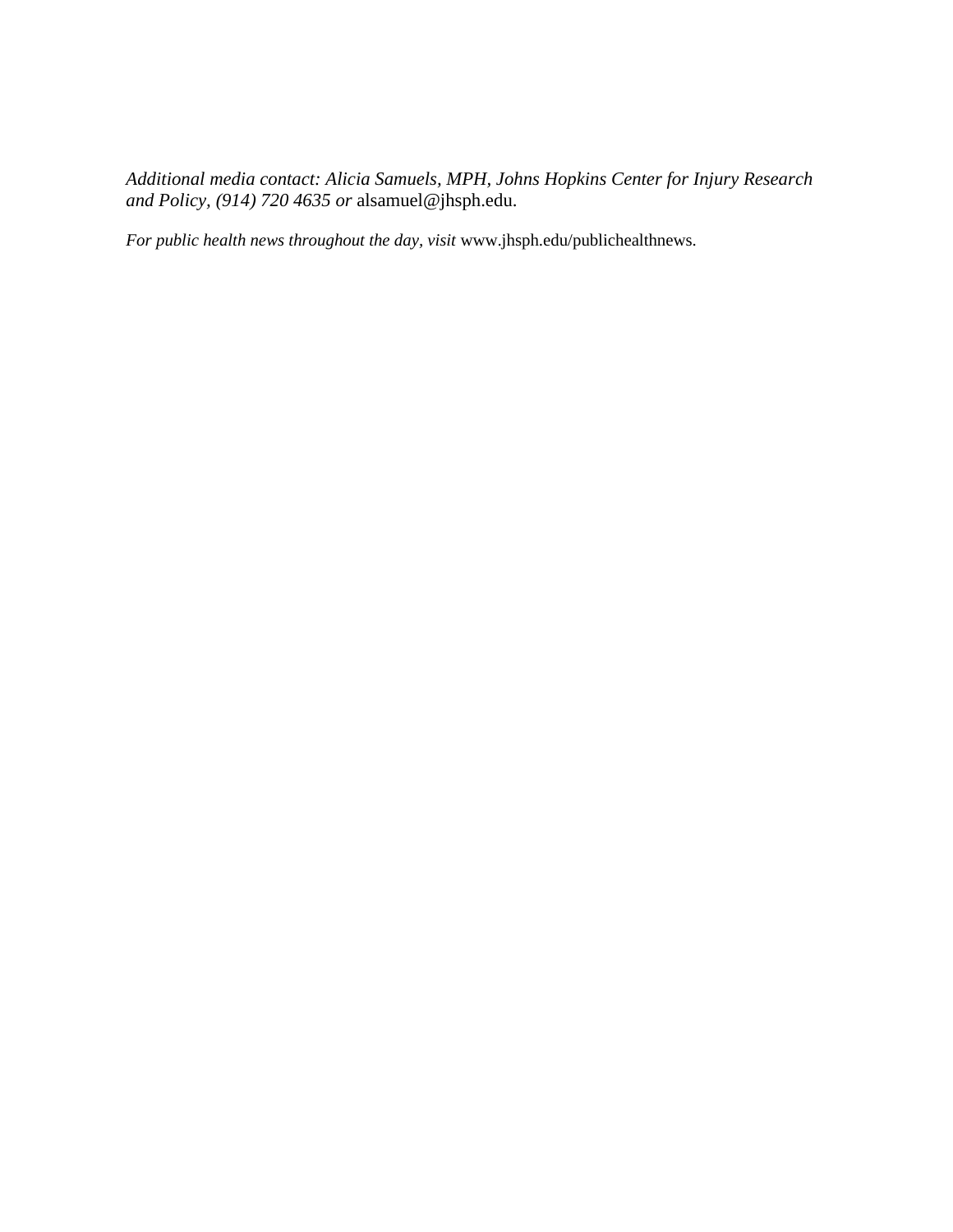*Additional media contact: Alicia Samuels, MPH, Johns Hopkins Center for Injury Research and Policy, (914) 720 4635 or* alsamuel@jhsph.edu.

*For public health news throughout the day, visit* www.jhsph.edu/publichealthnews.